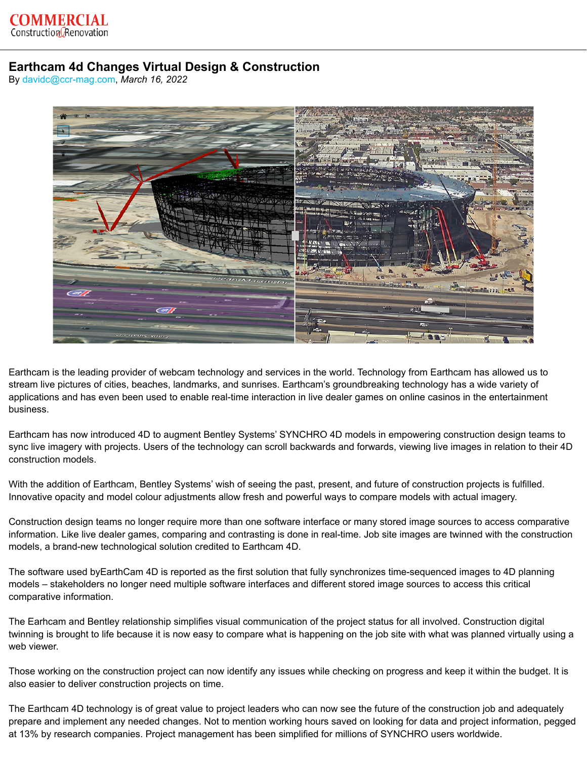COMMERCIAL Construction & Renovation

# Earthcam 4d Changes Virtual Design & Construction

By davidc@ccr-mag.com, *March 16, 2022*

Earthcam is the leading provider of webcam technology and services in the world. Technology from Earthcam has allowed us to stream live pictures of cities, beaches, landmarks, and sunrises. Earthcam's groundbreaking technology has a wide variety of applications and has even been used to enable real-time interaction in live dealer games on online casinos in the entertainment business.

Earthcam has now introduced 4D to augment Bentley Systems' SYNCHRO 4D models in empowering construction design teams to sync live imagery with projects. Users of the technology can scroll backwards and forwards, viewing live images in relation to their 4D construction models.

With the addition of Earthcam, Bentley Systems' wish of seeing the past, present, and future of construction projects is fulfilled. Innovative opacity and model colour adjustments allow fresh and powerful ways to compare models with actual imagery.

Construction design teams no longer require more than one software interface or many stored image sources to access comparative information. Like live dealer games, comparing and contrasting is done in real-time. Job site images are twinned with the construction models, a brand-new technological solution credited to Earthcam 4D.

The software used byEarthCam 4D is reported as the first solution that fully synchronizes time-sequenced images to 4D planning models – stakeholders no longer need multiple software interfaces and different stored image sources to access this critical comparative information.

The Earhcam and Bentley relationship simplifies visual communication of the project status for all involved. Construction digital twinning is brought to life because it is now easy to compare what is happening on the job site with what was planned virtually using a web viewer.

Those working on the construction project can now identify any issues while checking on progress and keep it within the budget. It is also easier to deliver construction projects on time.

The Earthcam 4D technology is of great value to project leaders who can now see the future of the construction job and adequately prepare and implement any needed changes. Not to mention working hours saved on looking for data and project information, pegged at 13% by research companies. Project management has been simplified for millions of SYNCHRO users worldwide.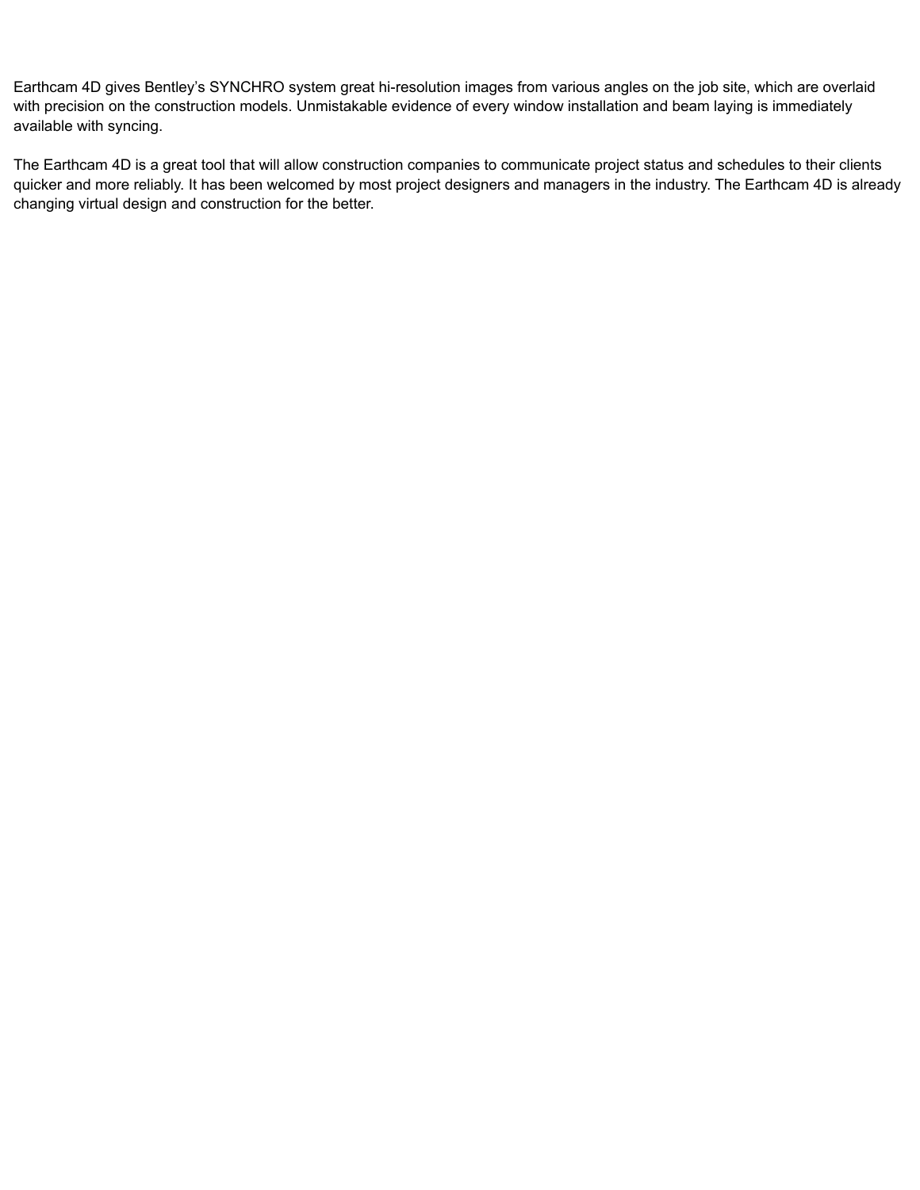Earthcam 4D gives Bentley's SYNCHRO system great hi-resolution images from various angles on the job site, which are overlaid with precision on the construction models. Unmistakable evidence of every window installation and beam laying is immediately available with syncing.

The Earthcam 4D is a great tool that will allow construction companies to communicate project status and schedules to their clients quicker and more reliably. It has been welcomed by most project designers and managers in the industry. The Earthcam 4D is already changing virtual design and construction for the better.